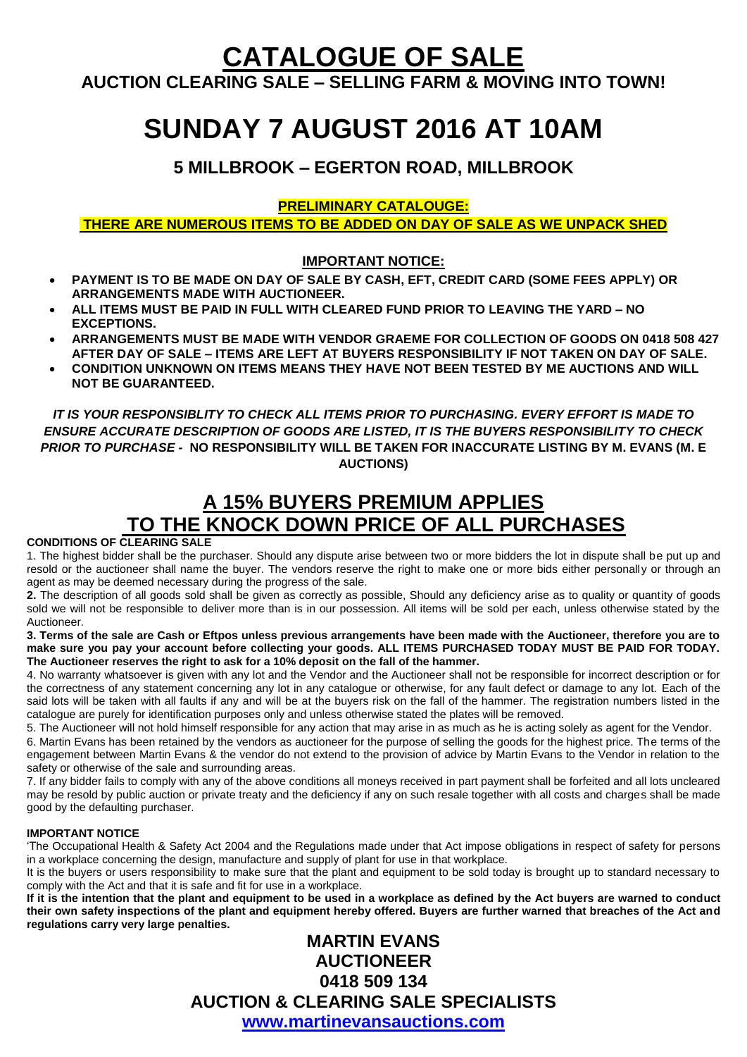# CATALOGUE OF SALE

**AUCTION CLEARING SALE – SELLING FARM & MOVING INTO TOWN!**

# SUNDAY 7 AUGUST 2016 AT 10AM

## 5 MILLBROOK – EGERTON ROAD, MILLBROOK

**PRELIMINARY CATALOUGE:**

**THERE ARE NUMEROUS ITEMS TO BE ADDED ON DAY OF SALE AS WE UNPACK SHED**

**IMPORTANT NOTICE:**

- **PAYMENT IS TO BE MADE ON DAY OF SALE BY CASH, EFT, CREDIT CARD (SOME FEES APPLY) OR ARRANGEMENTS MADE WITH AUCTIONEER.**
- **ALL ITEMS MUST BE PAID IN FULL WITH CLEARED FUND PRIOR TO LEAVING THE YARD – NO EXCEPTIONS.**
- **ARRANGEMENTS MUST BE MADE WITH VENDOR GRAEME FOR COLLECTION OF GOODS ON 0418 508 427 AFTER DAY OF SALE – ITEMS ARE LEFT AT BUYERS RESPONSIBILITY IF NOT TAKEN ON DAY OF SALE.**
- **CONDITION UNKNOWN ON ITEMS MEANS THEY HAVE NOT BEEN TESTED BY ME AUCTIONS AND WILL NOT BE GUARANTEED.**

***IT IS YOUR RESPONSIBLITY TO CHECK ALL ITEMS PRIOR TO PURCHASING. EVERY EFFORT IS MADE TO ENSURE ACCURATE DESCRIPTION OF GOODS ARE LISTED, IT IS THE BUYERS RESPONSIBILITY TO CHECK PRIOR TO PURCHASE* - NO RESPONSIBILITY WILL BE TAKEN FOR INACCURATE LISTING BY M. EVANS (M. E AUCTIONS)**

## A 15% BUYERS PREMIUM APPLIES TO THE KNOCK DOWN PRICE OF ALL PURCHASES

**CONDITIONS OF CLEARING SALE**

1. The highest bidder shall be the purchaser. Should any dispute arise between two or more bidders the lot in dispute shall be put up and resold or the auctioneer shall name the buyer. The vendors reserve the right to make one or more bids either personally or through an agent as may be deemed necessary during the progress of the sale.

**2.** The description of all goods sold shall be given as correctly as possible, Should any deficiency arise as to quality or quantity of goods sold we will not be responsible to deliver more than is in our possession. All items will be sold per each, unless otherwise stated by the Auctioneer.

**3. Terms of the sale are Cash or Eftpos unless previous arrangements have been made with the Auctioneer, therefore you are to make sure you pay your account before collecting your goods. ALL ITEMS PURCHASED TODAY MUST BE PAID FOR TODAY. The Auctioneer reserves the right to ask for a 10% deposit on the fall of the hammer.**

4. No warranty whatsoever is given with any lot and the Vendor and the Auctioneer shall not be responsible for incorrect description or for the correctness of any statement concerning any lot in any catalogue or otherwise, for any fault defect or damage to any lot. Each of the said lots will be taken with all faults if any and will be at the buyers risk on the fall of the hammer. The registration numbers listed in the catalogue are purely for identification purposes only and unless otherwise stated the plates will be removed.

5. The Auctioneer will not hold himself responsible for any action that may arise in as much as he is acting solely as agent for the Vendor.

6. Martin Evans has been retained by the vendors as auctioneer for the purpose of selling the goods for the highest price. The terms of the engagement between Martin Evans & the vendor do not extend to the provision of advice by Martin Evans to the Vendor in relation to the safety or otherwise of the sale and surrounding areas.

7. If any bidder fails to comply with any of the above conditions all moneys received in part payment shall be forfeited and all lots uncleared may be resold by public auction or private treaty and the deficiency if any on such resale together with all costs and charges shall be made good by the defaulting purchaser.

**IMPORTANT NOTICE**

'The Occupational Health & Safety Act 2004 and the Regulations made under that Act impose obligations in respect of safety for persons in a workplace concerning the design, manufacture and supply of plant for use in that workplace.

It is the buyers or users responsibility to make sure that the plant and equipment to be sold today is brought up to standard necessary to comply with the Act and that it is safe and fit for use in a workplace.

**If it is the intention that the plant and equipment to be used in a workplace as defined by the Act buyers are warned to conduct their own safety inspections of the plant and equipment hereby offered. Buyers are further warned that breaches of the Act and regulations carry very large penalties.**

**MARTIN EVANS**
**AUCTIONEER**
**0418 509 134**
**AUCTION & CLEARING SALE SPECIALISTS**
**www.martinevansauctions.com**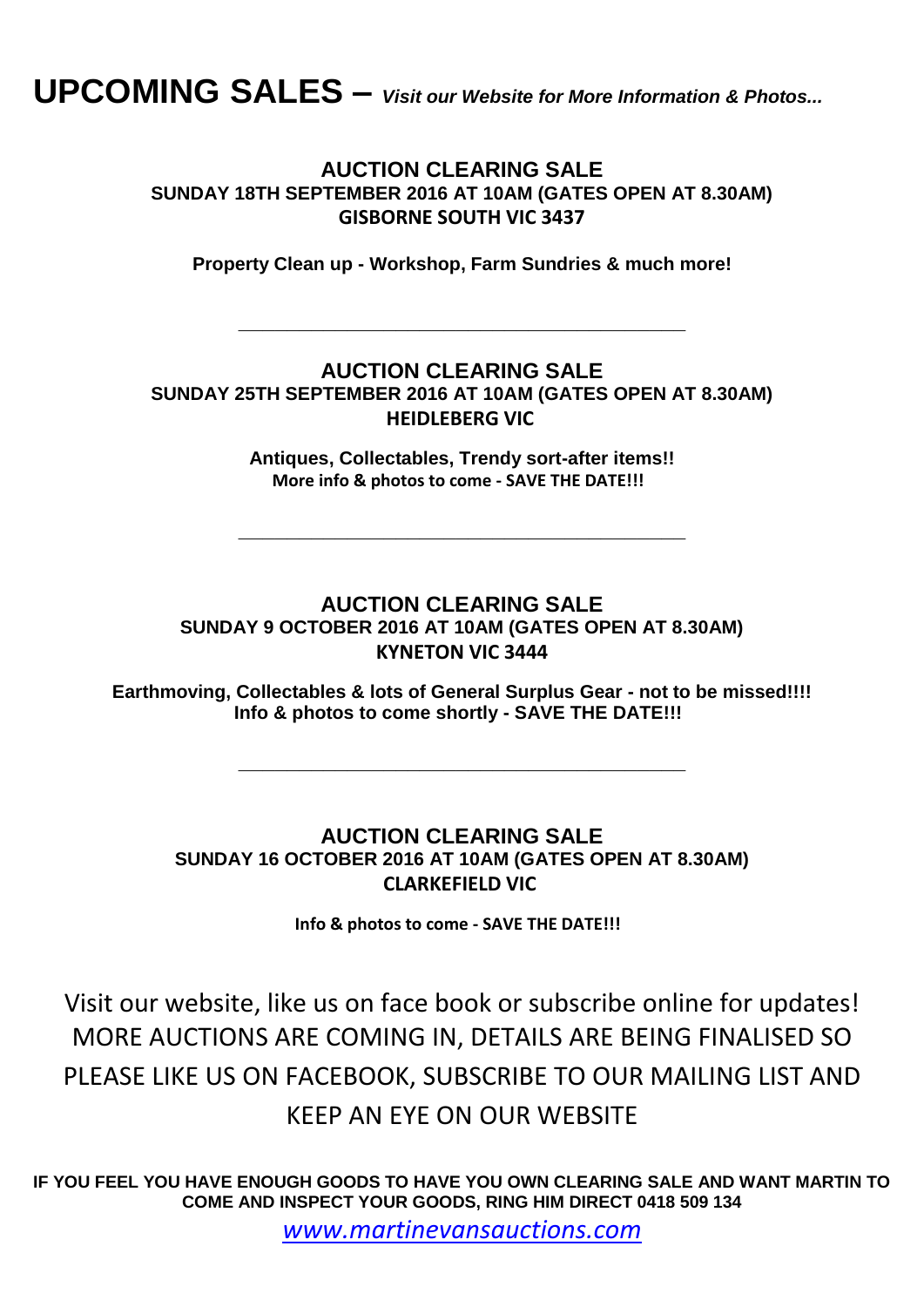# UPCOMING SALES – *Visit our Website for More Information & Photos...*

## AUCTION CLEARING SALE

**SUNDAY 18TH SEPTEMBER 2016 AT 10AM (GATES OPEN AT 8.30AM)**
**GISBORNE SOUTH VIC 3437**

**Property Clean up - Workshop, Farm Sundries & much more!**

---

## AUCTION CLEARING SALE

**SUNDAY 25TH SEPTEMBER 2016 AT 10AM (GATES OPEN AT 8.30AM)**
**HEIDLEBERG VIC**

**Antiques, Collectables, Trendy sort-after items!!**
**More info & photos to come - SAVE THE DATE!!!**

---

## AUCTION CLEARING SALE

**SUNDAY 9 OCTOBER 2016 AT 10AM (GATES OPEN AT 8.30AM)**
**KYNETON VIC 3444**

**Earthmoving, Collectables & lots of General Surplus Gear - not to be missed!!!!**
**Info & photos to come shortly - SAVE THE DATE!!!**

---

## AUCTION CLEARING SALE

**SUNDAY 16 OCTOBER 2016 AT 10AM (GATES OPEN AT 8.30AM)**
**CLARKEFIELD VIC**

**Info & photos to come - SAVE THE DATE!!!**

Visit our website, like us on face book or subscribe online for updates! MORE AUCTIONS ARE COMING IN, DETAILS ARE BEING FINALISED SO PLEASE LIKE US ON FACEBOOK, SUBSCRIBE TO OUR MAILING LIST AND KEEP AN EYE ON OUR WEBSITE

**IF YOU FEEL YOU HAVE ENOUGH GOODS TO HAVE YOU OWN CLEARING SALE AND WANT MARTIN TO COME AND INSPECT YOUR GOODS, RING HIM DIRECT 0418 509 134**

*www.martinevansauctions.com*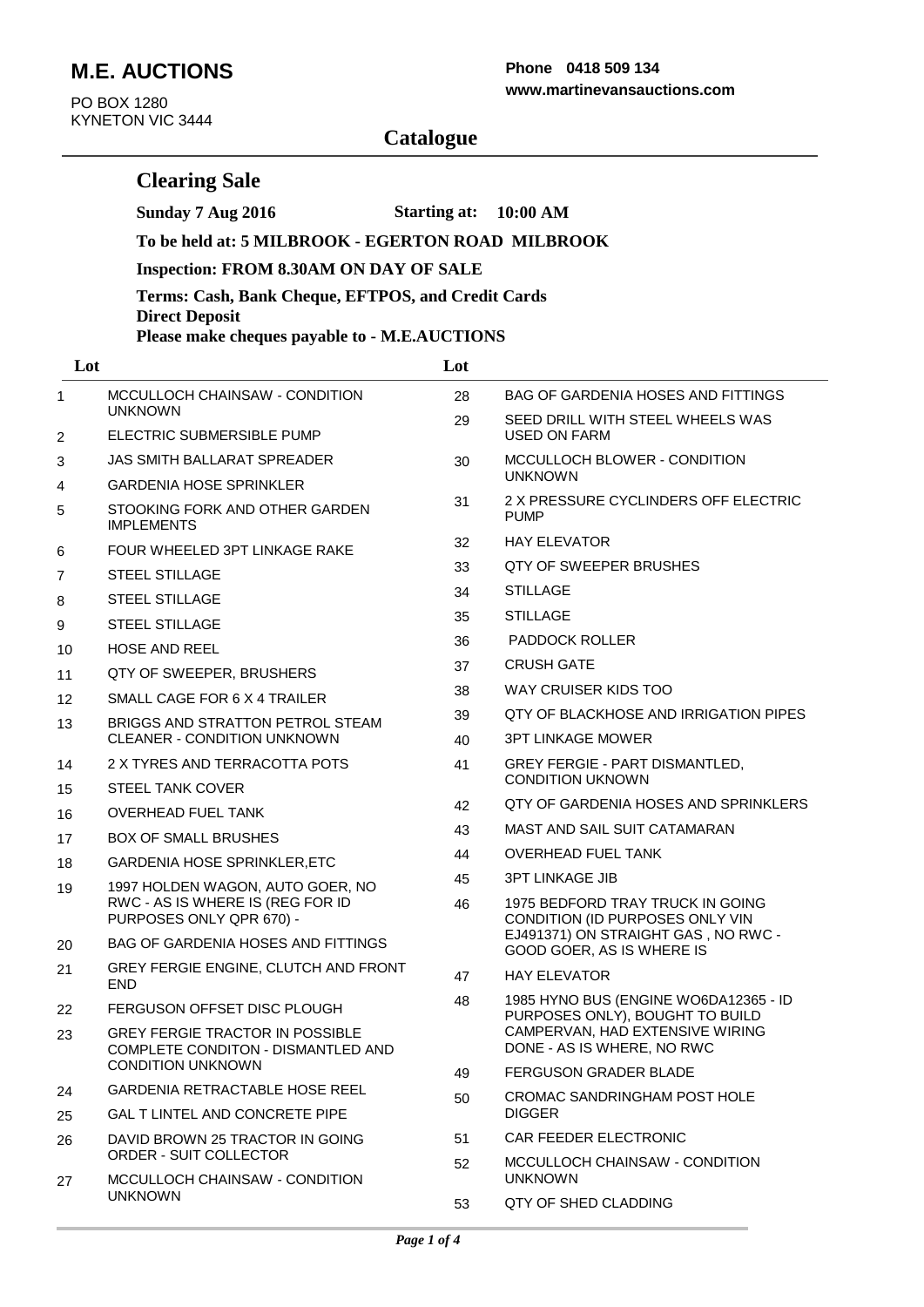# M.E. AUCTIONS

PO BOX 1280
KYNETON VIC 3444

**Phone 0418 509 134**
**www.martinevansauctions.com**

## Catalogue

### Clearing Sale

**Sunday 7 Aug 2016** **Starting at: 10:00 AM**

**To be held at: 5 MILBROOK - EGERTON ROAD MILBROOK**

**Inspection: FROM 8.30AM ON DAY OF SALE**

**Terms: Cash, Bank Cheque, EFTPOS, and Credit Cards**
**Direct Deposit**
**Please make cheques payable to - M.E.AUCTIONS**

| Lot | |
|---|---|
| 1 | MCCULLOCH CHAINSAW - CONDITION UNKNOWN |
| 2 | ELECTRIC SUBMERSIBLE PUMP |
| 3 | JAS SMITH BALLARAT SPREADER |
| 4 | GARDENIA HOSE SPRINKLER |
| 5 | STOOKING FORK AND OTHER GARDEN IMPLEMENTS |
| 6 | FOUR WHEELED 3PT LINKAGE RAKE |
| 7 | STEEL STILLAGE |
| 8 | STEEL STILLAGE |
| 9 | STEEL STILLAGE |
| 10 | HOSE AND REEL |
| 11 | QTY OF SWEEPER, BRUSHERS |
| 12 | SMALL CAGE FOR 6 X 4 TRAILER |
| 13 | BRIGGS AND STRATTON PETROL STEAM CLEANER - CONDITION UNKNOWN |
| 14 | 2 X TYRES AND TERRACOTTA POTS |
| 15 | STEEL TANK COVER |
| 16 | OVERHEAD FUEL TANK |
| 17 | BOX OF SMALL BRUSHES |
| 18 | GARDENIA HOSE SPRINKLER,ETC |
| 19 | 1997 HOLDEN WAGON, AUTO GOER, NO RWC - AS IS WHERE IS (REG FOR ID PURPOSES ONLY QPR 670) - |
| 20 | BAG OF GARDENIA HOSES AND FITTINGS |
| 21 | GREY FERGIE ENGINE, CLUTCH AND FRONT END |
| 22 | FERGUSON OFFSET DISC PLOUGH |
| 23 | GREY FERGIE TRACTOR IN POSSIBLE COMPLETE CONDITON - DISMANTLED AND CONDITION UNKNOWN |
| 24 | GARDENIA RETRACTABLE HOSE REEL |
| 25 | GAL T LINTEL AND CONCRETE PIPE |
| 26 | DAVID BROWN 25 TRACTOR IN GOING ORDER - SUIT COLLECTOR |
| 27 | MCCULLOCH CHAINSAW - CONDITION UNKNOWN |
| 28 | BAG OF GARDENIA HOSES AND FITTINGS |
| 29 | SEED DRILL WITH STEEL WHEELS WAS USED ON FARM |
| 30 | MCCULLOCH BLOWER - CONDITION UNKNOWN |
| 31 | 2 X PRESSURE CYCLINDERS OFF ELECTRIC PUMP |
| 32 | HAY ELEVATOR |
| 33 | QTY OF SWEEPER BRUSHES |
| 34 | STILLAGE |
| 35 | STILLAGE |
| 36 | PADDOCK ROLLER |
| 37 | CRUSH GATE |
| 38 | WAY CRUISER KIDS TOO |
| 39 | QTY OF BLACKHOSE AND IRRIGATION PIPES |
| 40 | 3PT LINKAGE MOWER |
| 41 | GREY FERGIE - PART DISMANTLED, CONDITION UKNOWN |
| 42 | QTY OF GARDENIA HOSES AND SPRINKLERS |
| 43 | MAST AND SAIL SUIT CATAMARAN |
| 44 | OVERHEAD FUEL TANK |
| 45 | 3PT LINKAGE JIB |
| 46 | 1975 BEDFORD TRAY TRUCK IN GOING CONDITION (ID PURPOSES ONLY VIN EJ491371) ON STRAIGHT GAS , NO RWC - GOOD GOER, AS IS WHERE IS |
| 47 | HAY ELEVATOR |
| 48 | 1985 HYNO BUS (ENGINE WO6DA12365 - ID PURPOSES ONLY), BOUGHT TO BUILD CAMPERVAN, HAD EXTENSIVE WIRING DONE - AS IS WHERE, NO RWC |
| 49 | FERGUSON GRADER BLADE |
| 50 | CROMAC SANDRINGHAM POST HOLE DIGGER |
| 51 | CAR FEEDER ELECTRONIC |
| 52 | MCCULLOCH CHAINSAW - CONDITION UNKNOWN |
| 53 | QTY OF SHED CLADDING |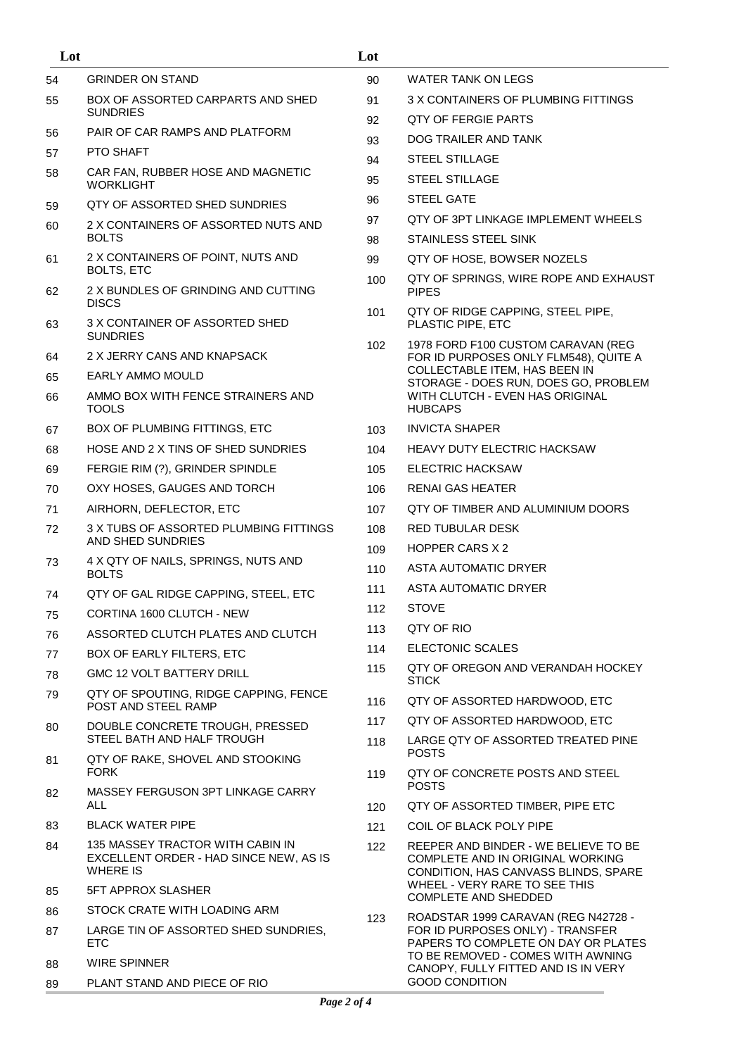| Lot | |
|---|---|
| 54 | GRINDER ON STAND |
| 55 | BOX OF ASSORTED CARPARTS AND SHED SUNDRIES |
| 56 | PAIR OF CAR RAMPS AND PLATFORM |
| 57 | PTO SHAFT |
| 58 | CAR FAN, RUBBER HOSE AND MAGNETIC WORKLIGHT |
| 59 | QTY OF ASSORTED SHED SUNDRIES |
| 60 | 2 X CONTAINERS OF ASSORTED NUTS AND BOLTS |
| 61 | 2 X CONTAINERS OF POINT, NUTS AND BOLTS, ETC |
| 62 | 2 X BUNDLES OF GRINDING AND CUTTING DISCS |
| 63 | 3 X CONTAINER OF ASSORTED SHED SUNDRIES |
| 64 | 2 X JERRY CANS AND KNAPSACK |
| 65 | EARLY AMMO MOULD |
| 66 | AMMO BOX WITH FENCE STRAINERS AND TOOLS |
| 67 | BOX OF PLUMBING FITTINGS, ETC |
| 68 | HOSE AND 2 X TINS OF SHED SUNDRIES |
| 69 | FERGIE RIM (?), GRINDER SPINDLE |
| 70 | OXY HOSES, GAUGES AND TORCH |
| 71 | AIRHORN, DEFLECTOR, ETC |
| 72 | 3 X TUBS OF ASSORTED PLUMBING FITTINGS AND SHED SUNDRIES |
| 73 | 4 X QTY OF NAILS, SPRINGS, NUTS AND BOLTS |
| 74 | QTY OF GAL RIDGE CAPPING, STEEL, ETC |
| 75 | CORTINA 1600 CLUTCH - NEW |
| 76 | ASSORTED CLUTCH PLATES AND CLUTCH |
| 77 | BOX OF EARLY FILTERS, ETC |
| 78 | GMC 12 VOLT BATTERY DRILL |
| 79 | QTY OF SPOUTING, RIDGE CAPPING, FENCE POST AND STEEL RAMP |
| 80 | DOUBLE CONCRETE TROUGH, PRESSED STEEL BATH AND HALF TROUGH |
| 81 | QTY OF RAKE, SHOVEL AND STOOKING FORK |
| 82 | MASSEY FERGUSON 3PT LINKAGE CARRY ALL |
| 83 | BLACK WATER PIPE |
| 84 | 135 MASSEY TRACTOR WITH CABIN IN EXCELLENT ORDER - HAD SINCE NEW, AS IS WHERE IS |
| 85 | 5FT APPROX SLASHER |
| 86 | STOCK CRATE WITH LOADING ARM |
| 87 | LARGE TIN OF ASSORTED SHED SUNDRIES, ETC |
| 88 | WIRE SPINNER |
| 89 | PLANT STAND AND PIECE OF RIO |
| 90 | WATER TANK ON LEGS |
| 91 | 3 X CONTAINERS OF PLUMBING FITTINGS |
| 92 | QTY OF FERGIE PARTS |
| 93 | DOG TRAILER AND TANK |
| 94 | STEEL STILLAGE |
| 95 | STEEL STILLAGE |
| 96 | STEEL GATE |
| 97 | QTY OF 3PT LINKAGE IMPLEMENT WHEELS |
| 98 | STAINLESS STEEL SINK |
| 99 | QTY OF HOSE, BOWSER NOZELS |
| 100 | QTY OF SPRINGS, WIRE ROPE AND EXHAUST PIPES |
| 101 | QTY OF RIDGE CAPPING, STEEL PIPE, PLASTIC PIPE, ETC |
| 102 | 1978 FORD F100 CUSTOM CARAVAN (REG FOR ID PURPOSES ONLY FLM548), QUITE A COLLECTABLE ITEM, HAS BEEN IN STORAGE - DOES RUN, DOES GO, PROBLEM WITH CLUTCH - EVEN HAS ORIGINAL HUBCAPS |
| 103 | INVICTA SHAPER |
| 104 | HEAVY DUTY ELECTRIC HACKSAW |
| 105 | ELECTRIC HACKSAW |
| 106 | RENAI GAS HEATER |
| 107 | QTY OF TIMBER AND ALUMINIUM DOORS |
| 108 | RED TUBULAR DESK |
| 109 | HOPPER CARS X 2 |
| 110 | ASTA AUTOMATIC DRYER |
| 111 | ASTA AUTOMATIC DRYER |
| 112 | STOVE |
| 113 | QTY OF RIO |
| 114 | ELECTONIC SCALES |
| 115 | QTY OF OREGON AND VERANDAH HOCKEY STICK |
| 116 | QTY OF ASSORTED HARDWOOD, ETC |
| 117 | QTY OF ASSORTED HARDWOOD, ETC |
| 118 | LARGE QTY OF ASSORTED TREATED PINE POSTS |
| 119 | QTY OF CONCRETE POSTS AND STEEL POSTS |
| 120 | QTY OF ASSORTED TIMBER, PIPE ETC |
| 121 | COIL OF BLACK POLY PIPE |
| 122 | REEPER AND BINDER - WE BELIEVE TO BE COMPLETE AND IN ORIGINAL WORKING CONDITION, HAS CANVASS BLINDS, SPARE WHEEL - VERY RARE TO SEE THIS COMPLETE AND SHEDDED |
| 123 | ROADSTAR 1999 CARAVAN (REG N42728 - FOR ID PURPOSES ONLY) - TRANSFER PAPERS TO COMPLETE ON DAY OR PLATES TO BE REMOVED - COMES WITH AWNING CANOPY, FULLY FITTED AND IS IN VERY GOOD CONDITION |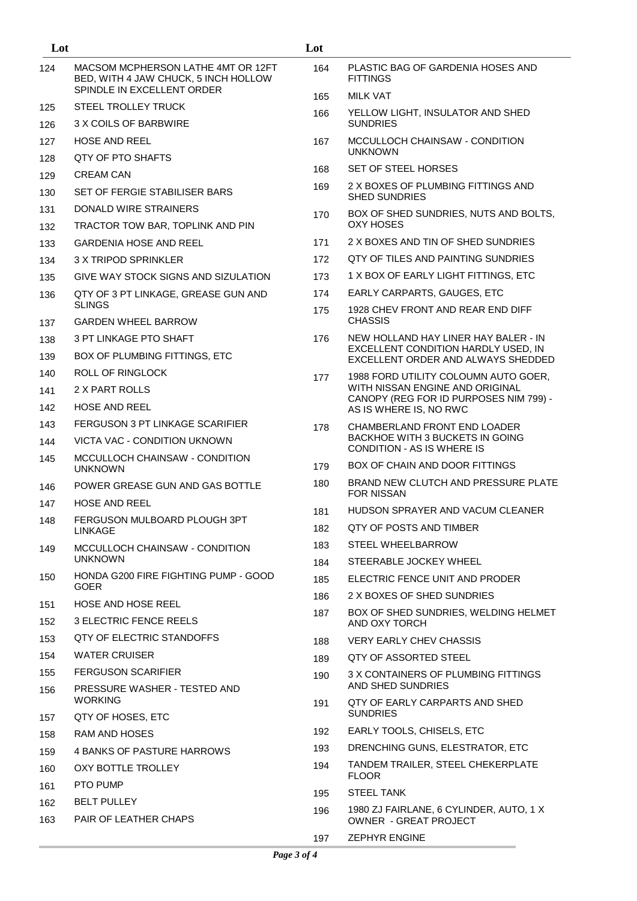| Lot | |
|---|---|
| 124 | MACSOM MCPHERSON LATHE 4MT OR 12FT BED, WITH 4 JAW CHUCK, 5 INCH HOLLOW SPINDLE IN EXCELLENT ORDER |
| 125 | STEEL TROLLEY TRUCK |
| 126 | 3 X COILS OF BARBWIRE |
| 127 | HOSE AND REEL |
| 128 | QTY OF PTO SHAFTS |
| 129 | CREAM CAN |
| 130 | SET OF FERGIE STABILISER BARS |
| 131 | DONALD WIRE STRAINERS |
| 132 | TRACTOR TOW BAR, TOPLINK AND PIN |
| 133 | GARDENIA HOSE AND REEL |
| 134 | 3 X TRIPOD SPRINKLER |
| 135 | GIVE WAY STOCK SIGNS AND SIZULATION |
| 136 | QTY OF 3 PT LINKAGE, GREASE GUN AND SLINGS |
| 137 | GARDEN WHEEL BARROW |
| 138 | 3 PT LINKAGE PTO SHAFT |
| 139 | BOX OF PLUMBING FITTINGS, ETC |
| 140 | ROLL OF RINGLOCK |
| 141 | 2 X PART ROLLS |
| 142 | HOSE AND REEL |
| 143 | FERGUSON 3 PT LINKAGE SCARIFIER |
| 144 | VICTA VAC - CONDITION UKNOWN |
| 145 | MCCULLOCH CHAINSAW - CONDITION UNKNOWN |
| 146 | POWER GREASE GUN AND GAS BOTTLE |
| 147 | HOSE AND REEL |
| 148 | FERGUSON MULBOARD PLOUGH 3PT LINKAGE |
| 149 | MCCULLOCH CHAINSAW - CONDITION UNKNOWN |
| 150 | HONDA G200 FIRE FIGHTING PUMP - GOOD GOER |
| 151 | HOSE AND HOSE REEL |
| 152 | 3 ELECTRIC FENCE REELS |
| 153 | QTY OF ELECTRIC STANDOFFS |
| 154 | WATER CRUISER |
| 155 | FERGUSON SCARIFIER |
| 156 | PRESSURE WASHER - TESTED AND WORKING |
| 157 | QTY OF HOSES, ETC |
| 158 | RAM AND HOSES |
| 159 | 4 BANKS OF PASTURE HARROWS |
| 160 | OXY BOTTLE TROLLEY |
| 161 | PTO PUMP |
| 162 | BELT PULLEY |
| 163 | PAIR OF LEATHER CHAPS |
| 164 | PLASTIC BAG OF GARDENIA HOSES AND FITTINGS |
| 165 | MILK VAT |
| 166 | YELLOW LIGHT, INSULATOR AND SHED SUNDRIES |
| 167 | MCCULLOCH CHAINSAW - CONDITION UNKNOWN |
| 168 | SET OF STEEL HORSES |
| 169 | 2 X BOXES OF PLUMBING FITTINGS AND SHED SUNDRIES |
| 170 | BOX OF SHED SUNDRIES, NUTS AND BOLTS, OXY HOSES |
| 171 | 2 X BOXES AND TIN OF SHED SUNDRIES |
| 172 | QTY OF TILES AND PAINTING SUNDRIES |
| 173 | 1 X BOX OF EARLY LIGHT FITTINGS, ETC |
| 174 | EARLY CARPARTS, GAUGES, ETC |
| 175 | 1928 CHEV FRONT AND REAR END DIFF CHASSIS |
| 176 | NEW HOLLAND HAY LINER HAY BALER - IN EXCELLENT CONDITION HARDLY USED, IN EXCELLENT ORDER AND ALWAYS SHEDDED |
| 177 | 1988 FORD UTILITY COLOUMN AUTO GOER, WITH NISSAN ENGINE AND ORIGINAL CANOPY (REG FOR ID PURPOSES NIM 799) - AS IS WHERE IS, NO RWC |
| 178 | CHAMBERLAND FRONT END LOADER BACKHOE WITH 3 BUCKETS IN GOING CONDITION - AS IS WHERE IS |
| 179 | BOX OF CHAIN AND DOOR FITTINGS |
| 180 | BRAND NEW CLUTCH AND PRESSURE PLATE FOR NISSAN |
| 181 | HUDSON SPRAYER AND VACUM CLEANER |
| 182 | QTY OF POSTS AND TIMBER |
| 183 | STEEL WHEELBARROW |
| 184 | STEERABLE JOCKEY WHEEL |
| 185 | ELECTRIC FENCE UNIT AND PRODER |
| 186 | 2 X BOXES OF SHED SUNDRIES |
| 187 | BOX OF SHED SUNDRIES, WELDING HELMET AND OXY TORCH |
| 188 | VERY EARLY CHEV CHASSIS |
| 189 | QTY OF ASSORTED STEEL |
| 190 | 3 X CONTAINERS OF PLUMBING FITTINGS AND SHED SUNDRIES |
| 191 | QTY OF EARLY CARPARTS AND SHED SUNDRIES |
| 192 | EARLY TOOLS, CHISELS, ETC |
| 193 | DRENCHING GUNS, ELESTRATOR, ETC |
| 194 | TANDEM TRAILER, STEEL CHEKERPLATE FLOOR |
| 195 | STEEL TANK |
| 196 | 1980 ZJ FAIRLANE, 6 CYLINDER, AUTO, 1 X OWNER - GREAT PROJECT |
| 197 | ZEPHYR ENGINE |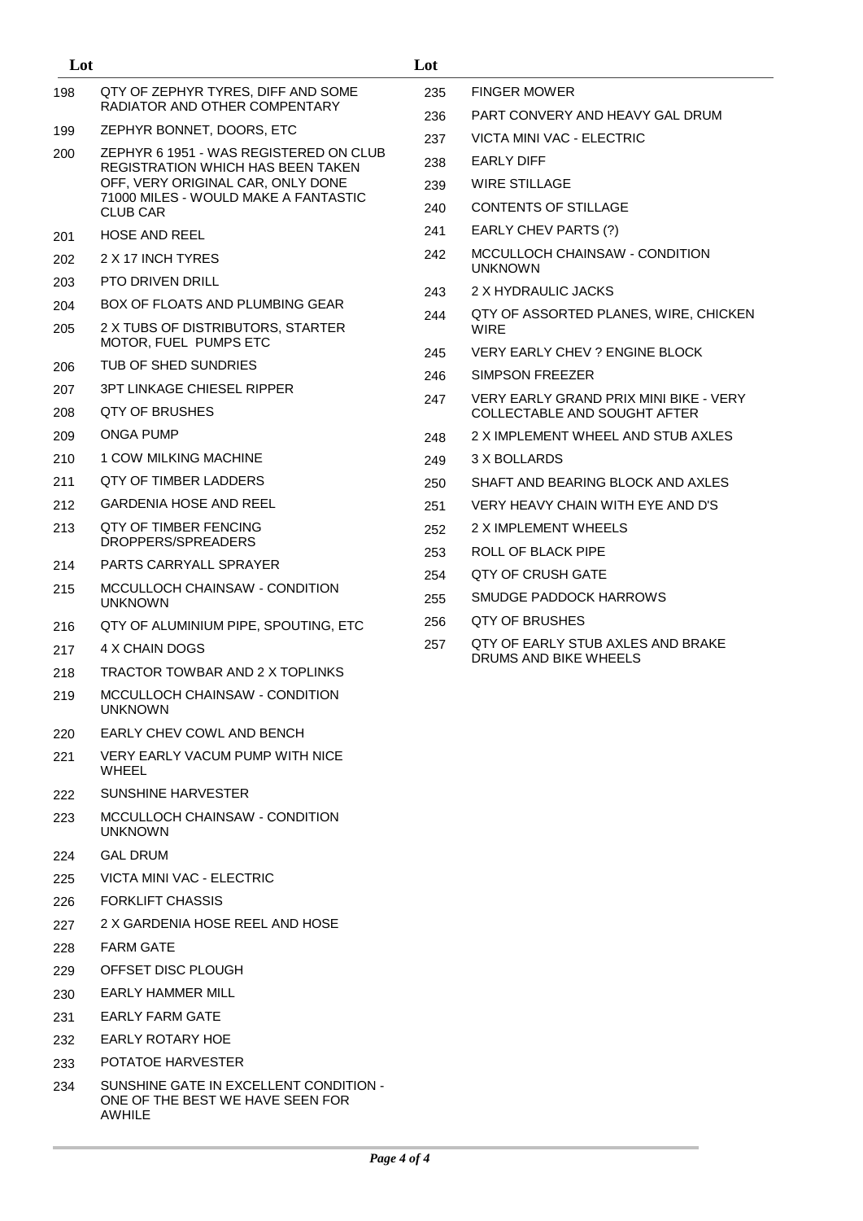| Lot | |
|---|---|
| 198 | QTY OF ZEPHYR TYRES, DIFF AND SOME RADIATOR AND OTHER COMPENTARY |
| 199 | ZEPHYR BONNET, DOORS, ETC |
| 200 | ZEPHYR 6 1951 - WAS REGISTERED ON CLUB REGISTRATION WHICH HAS BEEN TAKEN OFF, VERY ORIGINAL CAR, ONLY DONE 71000 MILES - WOULD MAKE A FANTASTIC CLUB CAR |
| 201 | HOSE AND REEL |
| 202 | 2 X 17 INCH TYRES |
| 203 | PTO DRIVEN DRILL |
| 204 | BOX OF FLOATS AND PLUMBING GEAR |
| 205 | 2 X TUBS OF DISTRIBUTORS, STARTER MOTOR, FUEL PUMPS ETC |
| 206 | TUB OF SHED SUNDRIES |
| 207 | 3PT LINKAGE CHIESEL RIPPER |
| 208 | QTY OF BRUSHES |
| 209 | ONGA PUMP |
| 210 | 1 COW MILKING MACHINE |
| 211 | QTY OF TIMBER LADDERS |
| 212 | GARDENIA HOSE AND REEL |
| 213 | QTY OF TIMBER FENCING DROPPERS/SPREADERS |
| 214 | PARTS CARRYALL SPRAYER |
| 215 | MCCULLOCH CHAINSAW - CONDITION UNKNOWN |
| 216 | QTY OF ALUMINIUM PIPE, SPOUTING, ETC |
| 217 | 4 X CHAIN DOGS |
| 218 | TRACTOR TOWBAR AND 2 X TOPLINKS |
| 219 | MCCULLOCH CHAINSAW - CONDITION UNKNOWN |
| 220 | EARLY CHEV COWL AND BENCH |
| 221 | VERY EARLY VACUM PUMP WITH NICE WHEEL |
| 222 | SUNSHINE HARVESTER |
| 223 | MCCULLOCH CHAINSAW - CONDITION UNKNOWN |
| 224 | GAL DRUM |
| 225 | VICTA MINI VAC - ELECTRIC |
| 226 | FORKLIFT CHASSIS |
| 227 | 2 X GARDENIA HOSE REEL AND HOSE |
| 228 | FARM GATE |
| 229 | OFFSET DISC PLOUGH |
| 230 | EARLY HAMMER MILL |
| 231 | EARLY FARM GATE |
| 232 | EARLY ROTARY HOE |
| 233 | POTATOE HARVESTER |
| 234 | SUNSHINE GATE IN EXCELLENT CONDITION - ONE OF THE BEST WE HAVE SEEN FOR AWHILE |
| 235 | FINGER MOWER |
| 236 | PART CONVERY AND HEAVY GAL DRUM |
| 237 | VICTA MINI VAC - ELECTRIC |
| 238 | EARLY DIFF |
| 239 | WIRE STILLAGE |
| 240 | CONTENTS OF STILLAGE |
| 241 | EARLY CHEV PARTS (?) |
| 242 | MCCULLOCH CHAINSAW - CONDITION UNKNOWN |
| 243 | 2 X HYDRAULIC JACKS |
| 244 | QTY OF ASSORTED PLANES, WIRE, CHICKEN WIRE |
| 245 | VERY EARLY CHEV ? ENGINE BLOCK |
| 246 | SIMPSON FREEZER |
| 247 | VERY EARLY GRAND PRIX MINI BIKE - VERY COLLECTABLE AND SOUGHT AFTER |
| 248 | 2 X IMPLEMENT WHEEL AND STUB AXLES |
| 249 | 3 X BOLLARDS |
| 250 | SHAFT AND BEARING BLOCK AND AXLES |
| 251 | VERY HEAVY CHAIN WITH EYE AND D'S |
| 252 | 2 X IMPLEMENT WHEELS |
| 253 | ROLL OF BLACK PIPE |
| 254 | QTY OF CRUSH GATE |
| 255 | SMUDGE PADDOCK HARROWS |
| 256 | QTY OF BRUSHES |
| 257 | QTY OF EARLY STUB AXLES AND BRAKE DRUMS AND BIKE WHEELS |